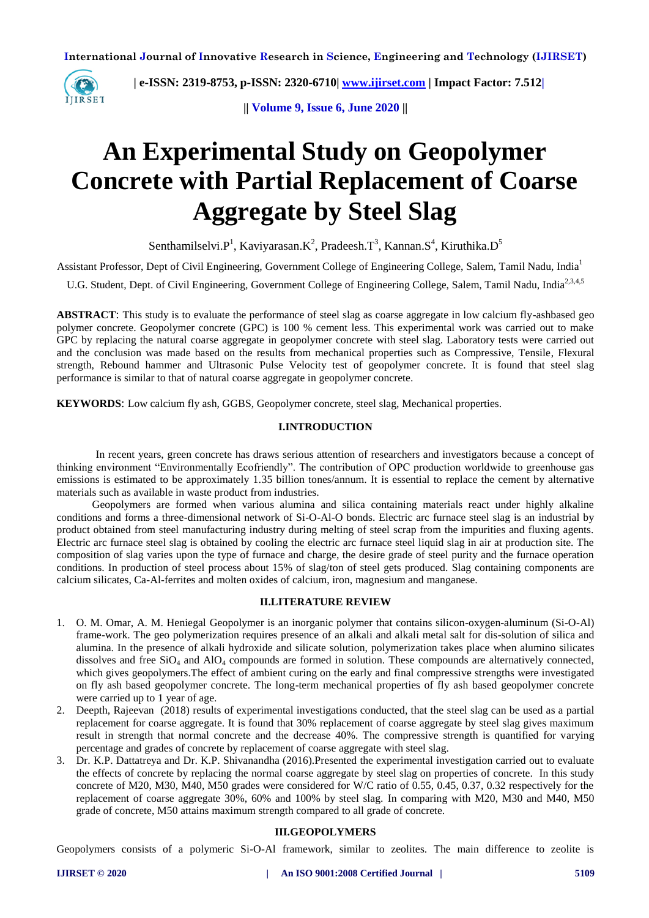# An Experimental Study on Geopolymer Concrete with Partial Replacement of Coarse Aggregate by Steel Slag

Senthamilselvi.P[1], Kaviyarasan.K[2], Pradeesh.T[3], Kannan.S[4], Kiruthika.D[5]

Assistant Professor, Dept of Civil Engineering, Government College of Engineering College, Salem, Tamil Nadu, India[1]

U.G. Student, Dept. of Civil Engineering, Government College of Engineering College, Salem, Tamil Nadu, India[2,3,4,5]

**ABSTRACT**: This study is to evaluate the performance of steel slag as coarse aggregate in low calcium fly-ashbased geo polymer concrete. Geopolymer concrete (GPC) is 100 % cement less. This experimental work was carried out to make GPC by replacing the natural coarse aggregate in geopolymer concrete with steel slag. Laboratory tests were carried out and the conclusion was made based on the results from mechanical properties such as Compressive, Tensile, Flexural strength, Rebound hammer and Ultrasonic Pulse Velocity test of geopolymer concrete. It is found that steel slag performance is similar to that of natural coarse aggregate in geopolymer concrete.

**KEYWORDS**: Low calcium fly ash, GGBS, Geopolymer concrete, steel slag, Mechanical properties.

## I.INTRODUCTION

In recent years, green concrete has draws serious attention of researchers and investigators because a concept of thinking environment "Environmentally Ecofriendly". The contribution of OPC production worldwide to greenhouse gas emissions is estimated to be approximately 1.35 billion tones/annum. It is essential to replace the cement by alternative materials such as available in waste product from industries.

Geopolymers are formed when various alumina and silica containing materials react under highly alkaline conditions and forms a three-dimensional network of Si-O-Al-O bonds. Electric arc furnace steel slag is an industrial by product obtained from steel manufacturing industry during melting of steel scrap from the impurities and fluxing agents. Electric arc furnace steel slag is obtained by cooling the electric arc furnace steel liquid slag in air at production site. The composition of slag varies upon the type of furnace and charge, the desire grade of steel purity and the furnace operation conditions. In production of steel process about 15% of slag/ton of steel gets produced. Slag containing components are calcium silicates, Ca-Al-ferrites and molten oxides of calcium, iron, magnesium and manganese.

## II.LITERATURE REVIEW

1. O. M. Omar, A. M. Heniegal Geopolymer is an inorganic polymer that contains silicon-oxygen-aluminum (Si-O-Al) frame-work. The geo polymerization requires presence of an alkali and alkali metal salt for dis-solution of silica and alumina. In the presence of alkali hydroxide and silicate solution, polymerization takes place when alumino silicates dissolves and free $SiO_4$ and $AlO_4$ compounds are formed in solution. These compounds are alternatively connected, which gives geopolymers.The effect of ambient curing on the early and final compressive strengths were investigated on fly ash based geopolymer concrete. The long-term mechanical properties of fly ash based geopolymer concrete were carried up to 1 year of age.
2. Deepth, Rajeevan (2018) results of experimental investigations conducted, that the steel slag can be used as a partial replacement for coarse aggregate. It is found that 30% replacement of coarse aggregate by steel slag gives maximum result in strength that normal concrete and the decrease 40%. The compressive strength is quantified for varying percentage and grades of concrete by replacement of coarse aggregate with steel slag.
3. Dr. K.P. Dattatreya and Dr. K.P. Shivanandha (2016).Presented the experimental investigation carried out to evaluate the effects of concrete by replacing the normal coarse aggregate by steel slag on properties of concrete. In this study concrete of M20, M30, M40, M50 grades were considered for W/C ratio of 0.55, 0.45, 0.37, 0.32 respectively for the replacement of coarse aggregate 30%, 60% and 100% by steel slag. In comparing with M20, M30 and M40, M50 grade of concrete, M50 attains maximum strength compared to all grade of concrete.

## III.GEOPOLYMERS

Geopolymers consists of a polymeric Si-O-Al framework, similar to zeolites. The main difference to zeolite is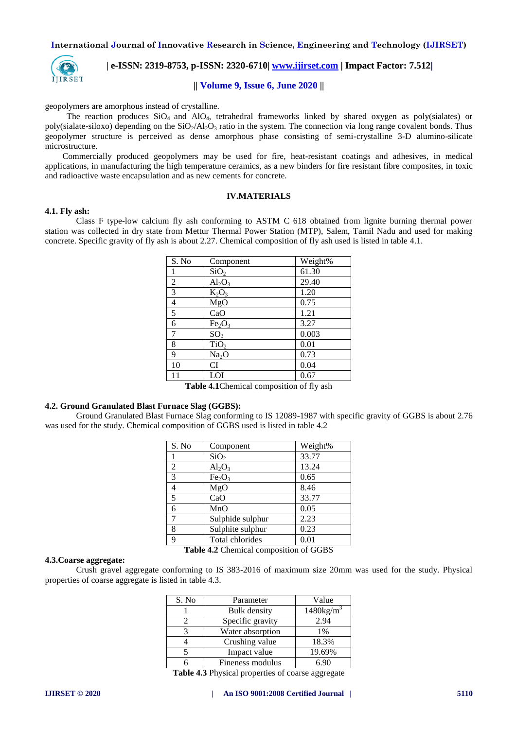geopolymers are amorphous instead of crystalline.

The reaction produces $SiO_4$ and $AlO_4$, tetrahedral frameworks linked by shared oxygen as poly(sialates) or poly(sialate-siloxo) depending on the $SiO_2/Al_2O_3$ ratio in the system. The connection via long range covalent bonds. Thus geopolymer structure is perceived as dense amorphous phase consisting of semi-crystalline 3-D alumino-silicate microstructure.

Commercially produced geopolymers may be used for fire, heat-resistant coatings and adhesives, in medical applications, in manufacturing the high temperature ceramics, as a new binders for fire resistant fibre composites, in toxic and radioactive waste encapsulation and as new cements for concrete.

## IV.MATERIALS

### 4.1. Fly ash:

Class F type-low calcium fly ash conforming to ASTM C 618 obtained from lignite burning thermal power station was collected in dry state from Mettur Thermal Power Station (MTP), Salem, Tamil Nadu and used for making concrete. Specific gravity of fly ash is about 2.27. Chemical composition of fly ash used is listed in table 4.1.

| S. No | Component | Weight% |
|---|---|---|
| 1 | $SiO_2$ | 61.30 |
| 2 | $Al_2O_3$ | 29.40 |
| 3 | $K_2O_3$ | 1.20 |
| 4 | MgO | 0.75 |
| 5 | CaO | 1.21 |
| 6 | $Fe_2O_3$ | 3.27 |
| 7 | $SO_3$ | 0.003 |
| 8 | $TiO_2$ | 0.01 |
| 9 | $Na_2O$ | 0.73 |
| 10 | CI | 0.04 |
| 11 | LOI | 0.67 |

**Table 4.1**Chemical composition of fly ash

### 4.2. Ground Granulated Blast Furnace Slag (GGBS):

Ground Granulated Blast Furnace Slag conforming to IS 12089-1987 with specific gravity of GGBS is about 2.76 was used for the study. Chemical composition of GGBS used is listed in table 4.2

| S. No | Component | Weight% |
|---|---|---|
| 1 | $SiO_2$ | 33.77 |
| 2 | $Al_2O_3$ | 13.24 |
| 3 | $Fe_2O_3$ | 0.65 |
| 4 | MgO | 8.46 |
| 5 | CaO | 33.77 |
| 6 | MnO | 0.05 |
| 7 | Sulphide sulphur | 2.23 |
| 8 | Sulphite sulphur | 0.23 |
| 9 | Total chlorides | 0.01 |

**Table 4.2** Chemical composition of GGBS

### 4.3.Coarse aggregate:

Crush gravel aggregate conforming to IS 383-2016 of maximum size 20mm was used for the study. Physical properties of coarse aggregate is listed in table 4.3.

| S. No | Parameter | Value |
|---|---|---|
| 1 | Bulk density | $1480 kg/m^3$ |
| 2 | Specific gravity | 2.94 |
| 3 | Water absorption | 1% |
| 4 | Crushing value | 18.3% |
| 5 | Impact value | 19.69% |
| 6 | Fineness modulus | 6.90 |

**Table 4.3** Physical properties of coarse aggregate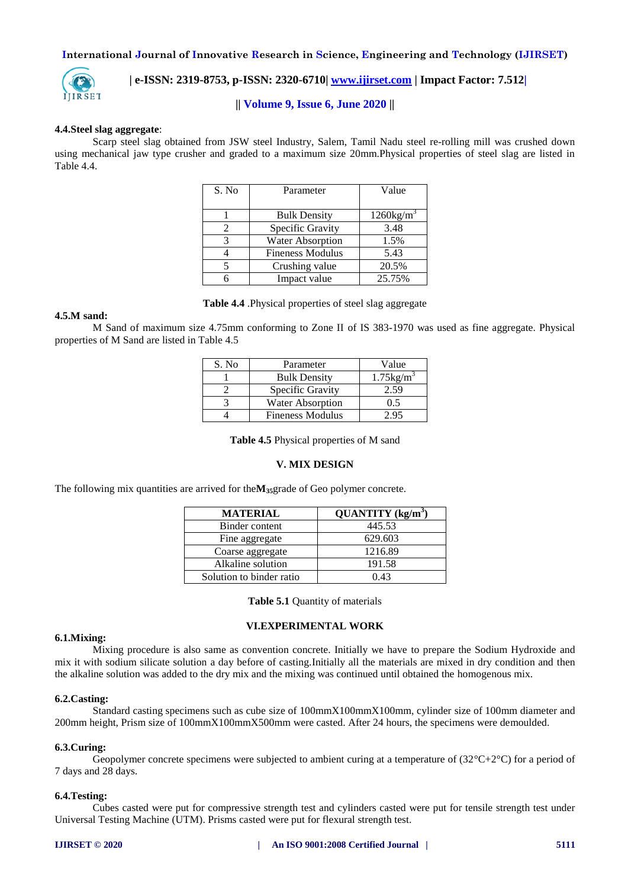**4.4.Steel slag aggregate**:

Scarp steel slag obtained from JSW steel Industry, Salem, Tamil Nadu steel re-rolling mill was crushed down using mechanical jaw type crusher and graded to a maximum size 20mm.Physical properties of steel slag are listed in Table 4.4.

| S. No | Parameter | Value |
|---|---|---|
| 1 | Bulk Density | 1260kg/m$^3$ |
| 2 | Specific Gravity | 3.48 |
| 3 | Water Absorption | 1.5% |
| 4 | Fineness Modulus | 5.43 |
| 5 | Crushing value | 20.5% |
| 6 | Impact value | 25.75% |

**Table 4.4** .Physical properties of steel slag aggregate

**4.5.M sand:**

M Sand of maximum size 4.75mm conforming to Zone II of IS 383-1970 was used as fine aggregate. Physical properties of M Sand are listed in Table 4.5

| S. No | Parameter | Value |
|---|---|---|
| 1 | Bulk Density | 1.75kg/m$^3$ |
| 2 | Specific Gravity | 2.59 |
| 3 | Water Absorption | 0.5 |
| 4 | Fineness Modulus | 2.95 |

**Table 4.5** Physical properties of M sand

## V. MIX DESIGN

The following mix quantities are arrived for the**$M_{35}$**grade of Geo polymer concrete.

| MATERIAL | QUANTITY (kg/m$^3$) |
|---|---|
| Binder content | 445.53 |
| Fine aggregate | 629.603 |
| Coarse aggregate | 1216.89 |
| Alkaline solution | 191.58 |
| Solution to binder ratio | 0.43 |

**Table 5.1** Quantity of materials

## VI.EXPERIMENTAL WORK

**6.1.Mixing:**

Mixing procedure is also same as convention concrete. Initially we have to prepare the Sodium Hydroxide and mix it with sodium silicate solution a day before of casting.Initially all the materials are mixed in dry condition and then the alkaline solution was added to the dry mix and the mixing was continued until obtained the homogenous mix.

**6.2.Casting:**

Standard casting specimens such as cube size of 100mmX100mmX100mm, cylinder size of 100mm diameter and 200mm height, Prism size of 100mmX100mmX500mm were casted. After 24 hours, the specimens were demoulded.

**6.3.Curing:**

Geopolymer concrete specimens were subjected to ambient curing at a temperature of (32°C+2°C) for a period of 7 days and 28 days.

**6.4.Testing:**

Cubes casted were put for compressive strength test and cylinders casted were put for tensile strength test under Universal Testing Machine (UTM). Prisms casted were put for flexural strength test.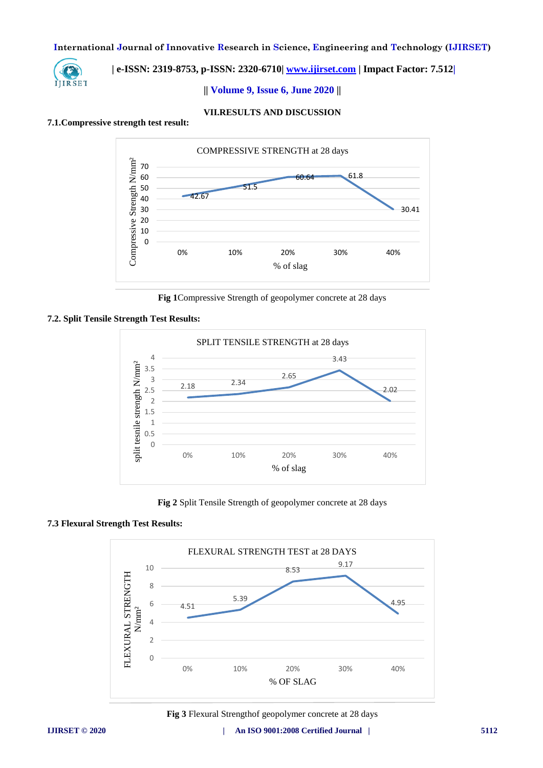## VII.RESULTS AND DISCUSSION

### 7.1.Compressive strength test result:

**Fig 1**Compressive Strength of geopolymer concrete at 28 days

### 7.2. Split Tensile Strength Test Results:

**Fig 2** Split Tensile Strength of geopolymer concrete at 28 days

### 7.3 Flexural Strength Test Results:

**Fig 3** Flexural Strengthof geopolymer concrete at 28 days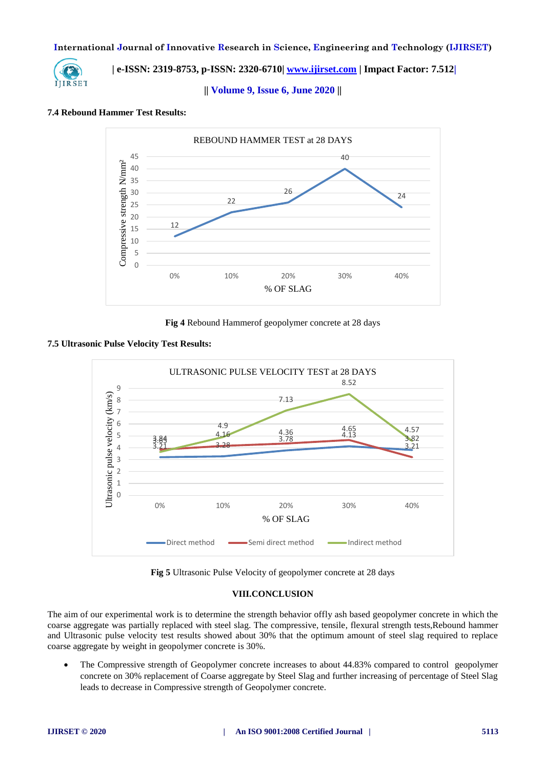### 7.4 Rebound Hammer Test Results:

**Fig 4** Rebound Hammerof geopolymer concrete at 28 days

### 7.5 Ultrasonic Pulse Velocity Test Results:

**Fig 5** Ultrasonic Pulse Velocity of geopolymer concrete at 28 days

## VIII.CONCLUSION

The aim of our experimental work is to determine the strength behavior offly ash based geopolymer concrete in which the coarse aggregate was partially replaced with steel slag. The compressive, tensile, flexural strength tests,Rebound hammer and Ultrasonic pulse velocity test results showed about 30% that the optimum amount of steel slag required to replace coarse aggregate by weight in geopolymer concrete is 30%.

- The Compressive strength of Geopolymer concrete increases to about 44.83% compared to control geopolymer concrete on 30% replacement of Coarse aggregate by Steel Slag and further increasing of percentage of Steel Slag leads to decrease in Compressive strength of Geopolymer concrete.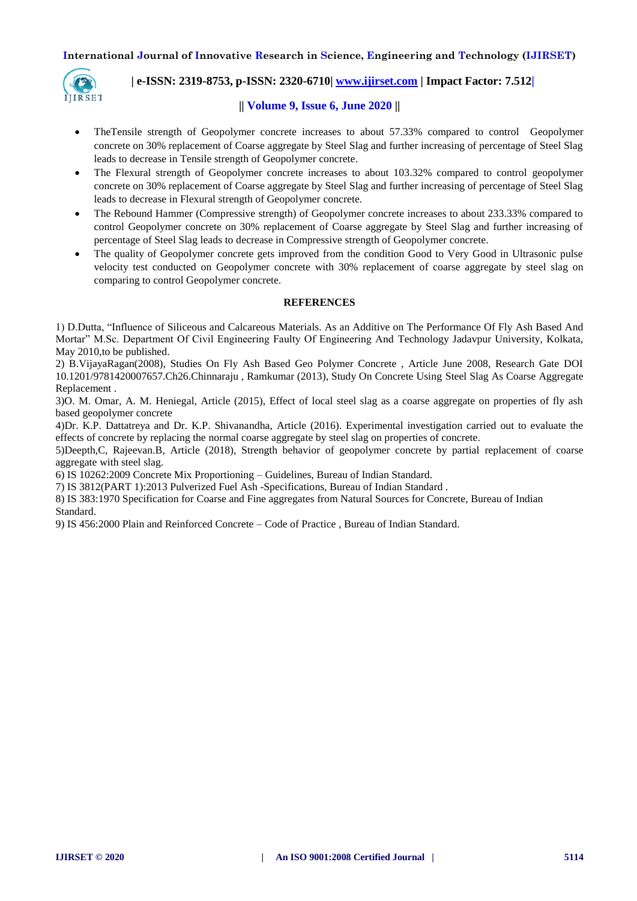- TheTensile strength of Geopolymer concrete increases to about 57.33% compared to control Geopolymer concrete on 30% replacement of Coarse aggregate by Steel Slag and further increasing of percentage of Steel Slag leads to decrease in Tensile strength of Geopolymer concrete.
- The Flexural strength of Geopolymer concrete increases to about 103.32% compared to control geopolymer concrete on 30% replacement of Coarse aggregate by Steel Slag and further increasing of percentage of Steel Slag leads to decrease in Flexural strength of Geopolymer concrete.
- The Rebound Hammer (Compressive strength) of Geopolymer concrete increases to about 233.33% compared to control Geopolymer concrete on 30% replacement of Coarse aggregate by Steel Slag and further increasing of percentage of Steel Slag leads to decrease in Compressive strength of Geopolymer concrete.
- The quality of Geopolymer concrete gets improved from the condition Good to Very Good in Ultrasonic pulse velocity test conducted on Geopolymer concrete with 30% replacement of coarse aggregate by steel slag on comparing to control Geopolymer concrete.

## REFERENCES

1) D.Dutta, "Influence of Siliceous and Calcareous Materials. As an Additive on The Performance Of Fly Ash Based And Mortar" M.Sc. Department Of Civil Engineering Faulty Of Engineering And Technology Jadavpur University, Kolkata, May 2010,to be published.

2) B.VijayaRagan(2008), Studies On Fly Ash Based Geo Polymer Concrete , Article June 2008, Research Gate DOI 10.1201/9781420007657.Ch26.Chinnaraju , Ramkumar (2013), Study On Concrete Using Steel Slag As Coarse Aggregate Replacement .

3)O. M. Omar, A. M. Heniegal, Article (2015), Effect of local steel slag as a coarse aggregate on properties of fly ash based geopolymer concrete

4)Dr. K.P. Dattatreya and Dr. K.P. Shivanandha, Article (2016). Experimental investigation carried out to evaluate the effects of concrete by replacing the normal coarse aggregate by steel slag on properties of concrete.

5)Deepth,C, Rajeevan.B, Article (2018), Strength behavior of geopolymer concrete by partial replacement of coarse aggregate with steel slag.

6) IS 10262:2009 Concrete Mix Proportioning – Guidelines, Bureau of Indian Standard.

7) IS 3812(PART 1):2013 Pulverized Fuel Ash -Specifications, Bureau of Indian Standard .

8) IS 383:1970 Specification for Coarse and Fine aggregates from Natural Sources for Concrete, Bureau of Indian Standard.

9) IS 456:2000 Plain and Reinforced Concrete – Code of Practice , Bureau of Indian Standard.